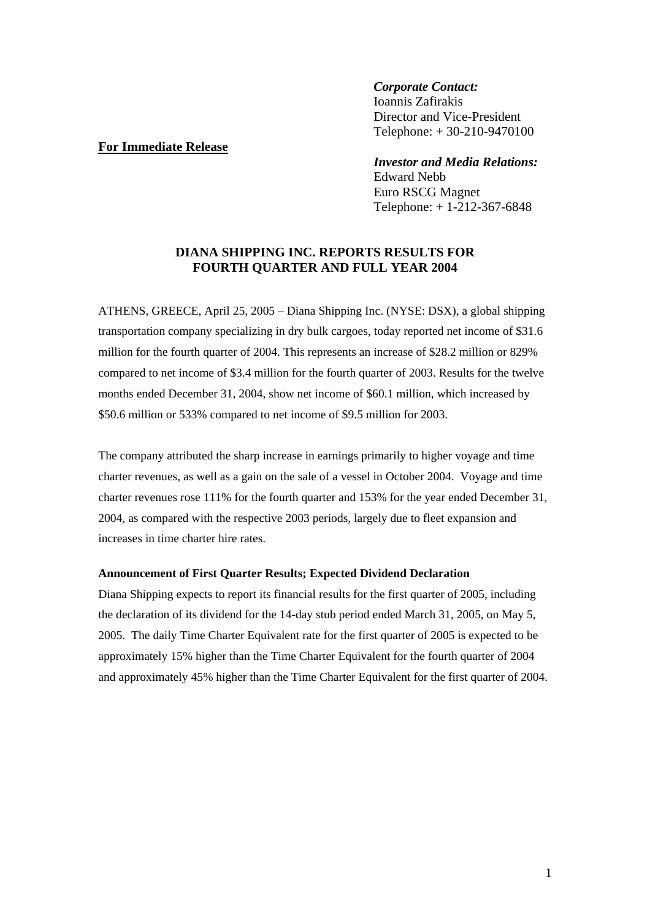*Corporate Contact:*
Ioannis Zafirakis
Director and Vice-President
Telephone: + 30-210-9470100

**For Immediate Release**

*Investor and Media Relations:*
Edward Nebb
Euro RSCG Magnet
Telephone: + 1-212-367-6848

# DIANA SHIPPING INC. REPORTS RESULTS FOR FOURTH QUARTER AND FULL YEAR 2004

ATHENS, GREECE, April 25, 2005 – Diana Shipping Inc. (NYSE: DSX), a global shipping transportation company specializing in dry bulk cargoes, today reported net income of $31.6 million for the fourth quarter of 2004. This represents an increase of $28.2 million or 829% compared to net income of $3.4 million for the fourth quarter of 2003. Results for the twelve months ended December 31, 2004, show net income of $60.1 million, which increased by $50.6 million or 533% compared to net income of $9.5 million for 2003.

The company attributed the sharp increase in earnings primarily to higher voyage and time charter revenues, as well as a gain on the sale of a vessel in October 2004. Voyage and time charter revenues rose 111% for the fourth quarter and 153% for the year ended December 31, 2004, as compared with the respective 2003 periods, largely due to fleet expansion and increases in time charter hire rates.

**Announcement of First Quarter Results; Expected Dividend Declaration**

Diana Shipping expects to report its financial results for the first quarter of 2005, including the declaration of its dividend for the 14-day stub period ended March 31, 2005, on May 5, 2005. The daily Time Charter Equivalent rate for the first quarter of 2005 is expected to be approximately 15% higher than the Time Charter Equivalent for the fourth quarter of 2004 and approximately 45% higher than the Time Charter Equivalent for the first quarter of 2004.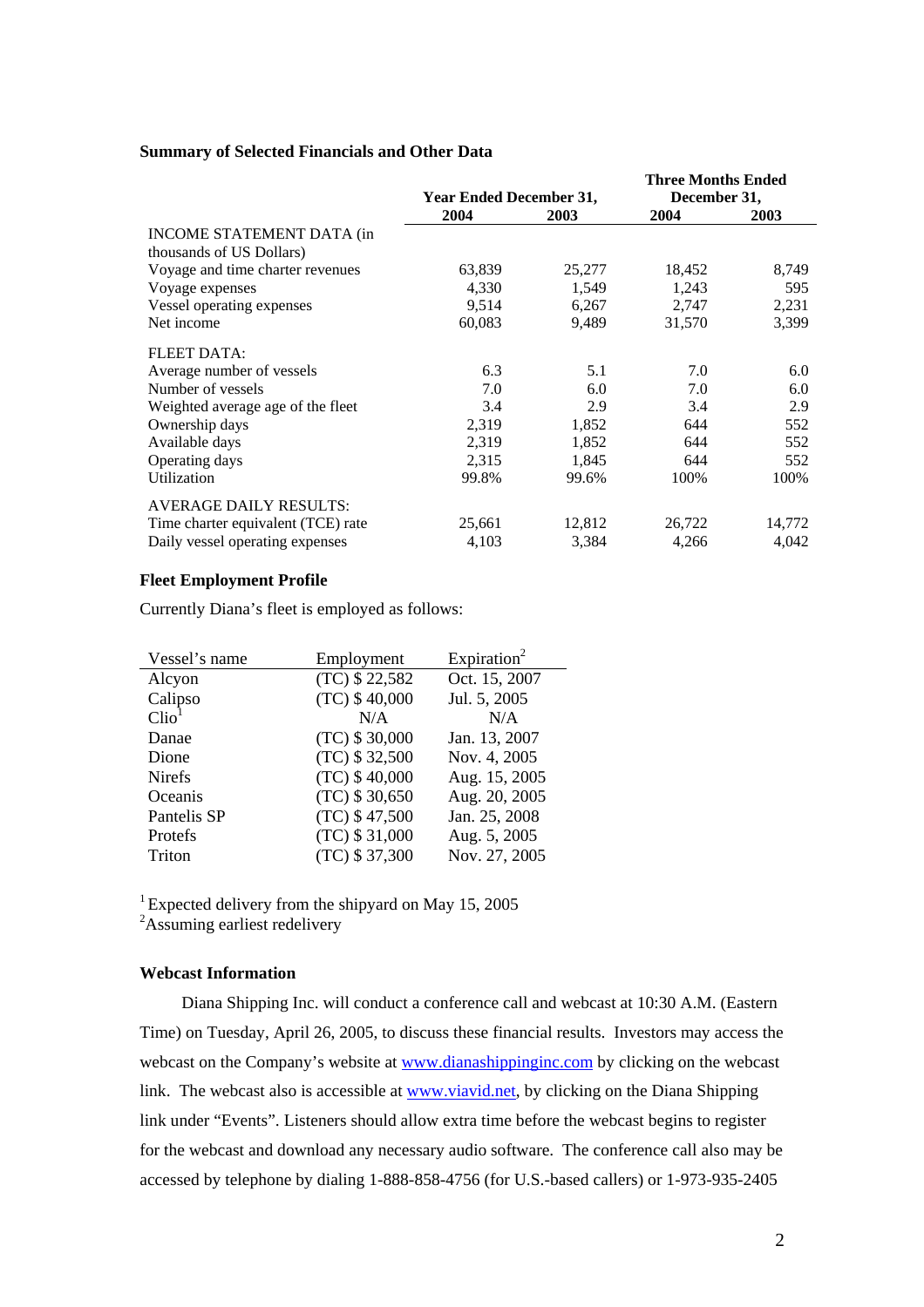### Summary of Selected Financials and Other Data

| | Year Ended December 31, | | Three Months Ended December 31, | |
|---|---|---|---|---|
| | 2004 | 2003 | 2004 | 2003 |
| INCOME STATEMENT DATA (in thousands of US Dollars) | | | | |
| Voyage and time charter revenues | 63,839 | 25,277 | 18,452 | 8,749 |
| Voyage expenses | 4,330 | 1,549 | 1,243 | 595 |
| Vessel operating expenses | 9,514 | 6,267 | 2,747 | 2,231 |
| Net income | 60,083 | 9,489 | 31,570 | 3,399 |
| FLEET DATA: | | | | |
| Average number of vessels | 6.3 | 5.1 | 7.0 | 6.0 |
| Number of vessels | 7.0 | 6.0 | 7.0 | 6.0 |
| Weighted average age of the fleet | 3.4 | 2.9 | 3.4 | 2.9 |
| Ownership days | 2,319 | 1,852 | 644 | 552 |
| Available days | 2,319 | 1,852 | 644 | 552 |
| Operating days | 2,315 | 1,845 | 644 | 552 |
| Utilization | 99.8% | 99.6% | 100% | 100% |
| AVERAGE DAILY RESULTS: | | | | |
| Time charter equivalent (TCE) rate | 25,661 | 12,812 | 26,722 | 14,772 |
| Daily vessel operating expenses | 4,103 | 3,384 | 4,266 | 4,042 |

### Fleet Employment Profile

Currently Diana's fleet is employed as follows:

| Vessel's name | Employment | Expiration[2] |
|---|---|---|
| Alcyon | (TC) $ 22,582 | Oct. 15, 2007 |
| Calipso | (TC) $ 40,000 | Jul. 5, 2005 |
| Clio[1] | N/A | N/A |
| Danae | (TC) $ 30,000 | Jan. 13, 2007 |
| Dione | (TC) $ 32,500 | Nov. 4, 2005 |
| Nirefs | (TC) $ 40,000 | Aug. 15, 2005 |
| Oceanis | (TC) $ 30,650 | Aug. 20, 2005 |
| Pantelis SP | (TC) $ 47,500 | Jan. 25, 2008 |
| Protefs | (TC) $ 31,000 | Aug. 5, 2005 |
| Triton | (TC) $ 37,300 | Nov. 27, 2005 |

[1] Expected delivery from the shipyard on May 15, 2005
[2] Assuming earliest redelivery

### Webcast Information

Diana Shipping Inc. will conduct a conference call and webcast at 10:30 A.M. (Eastern Time) on Tuesday, April 26, 2005, to discuss these financial results. Investors may access the webcast on the Company's website at www.dianashippinginc.com by clicking on the webcast link. The webcast also is accessible at www.viavid.net, by clicking on the Diana Shipping link under "Events". Listeners should allow extra time before the webcast begins to register for the webcast and download any necessary audio software. The conference call also may be accessed by telephone by dialing 1-888-858-4756 (for U.S.-based callers) or 1-973-935-2405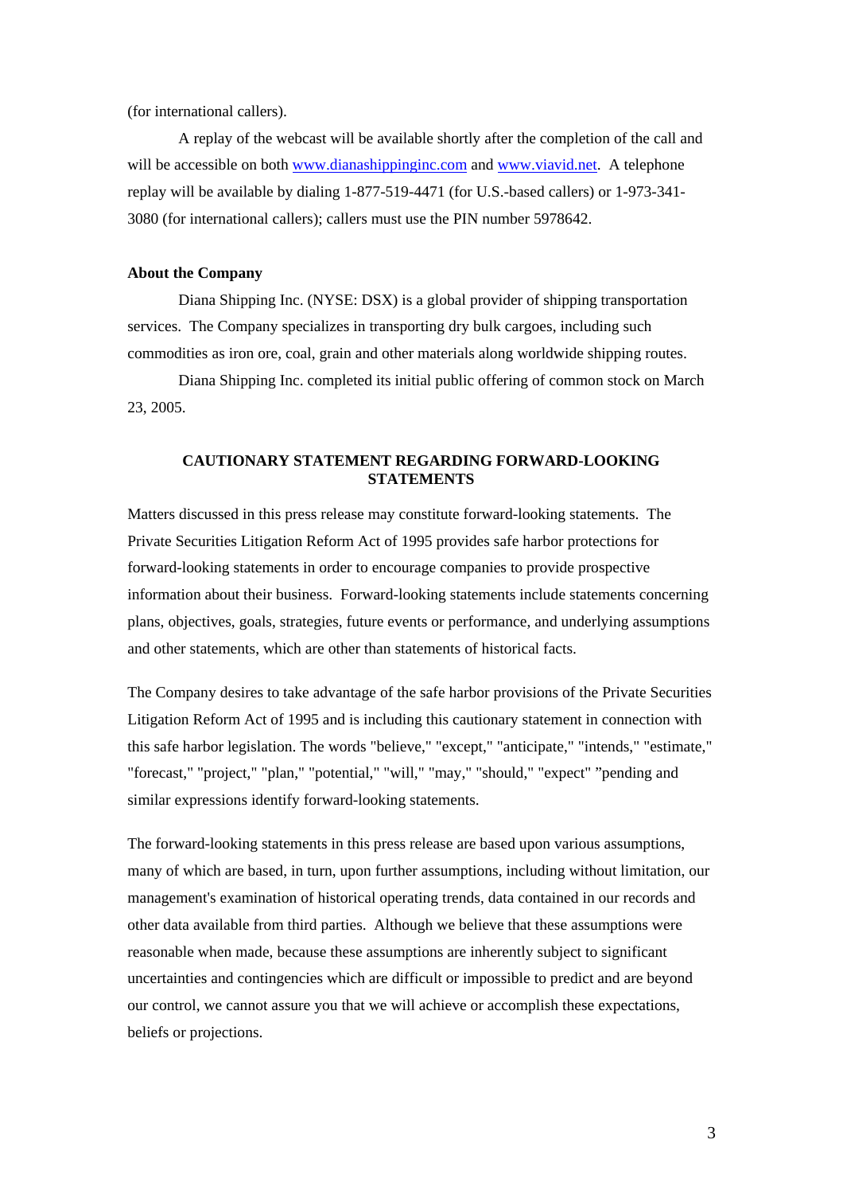(for international callers).

A replay of the webcast will be available shortly after the completion of the call and will be accessible on both www.dianashippinginc.com and www.viavid.net. A telephone replay will be available by dialing 1-877-519-4471 (for U.S.-based callers) or 1-973-341-3080 (for international callers); callers must use the PIN number 5978642.

**About the Company**

Diana Shipping Inc. (NYSE: DSX) is a global provider of shipping transportation services. The Company specializes in transporting dry bulk cargoes, including such commodities as iron ore, coal, grain and other materials along worldwide shipping routes.

Diana Shipping Inc. completed its initial public offering of common stock on March 23, 2005.

**CAUTIONARY STATEMENT REGARDING FORWARD-LOOKING STATEMENTS**

Matters discussed in this press release may constitute forward-looking statements. The Private Securities Litigation Reform Act of 1995 provides safe harbor protections for forward-looking statements in order to encourage companies to provide prospective information about their business. Forward-looking statements include statements concerning plans, objectives, goals, strategies, future events or performance, and underlying assumptions and other statements, which are other than statements of historical facts.

The Company desires to take advantage of the safe harbor provisions of the Private Securities Litigation Reform Act of 1995 and is including this cautionary statement in connection with this safe harbor legislation. The words "believe," "except," "anticipate," "intends," "estimate," "forecast," "project," "plan," "potential," "will," "may," "should," "expect" "pending and similar expressions identify forward-looking statements.

The forward-looking statements in this press release are based upon various assumptions, many of which are based, in turn, upon further assumptions, including without limitation, our management's examination of historical operating trends, data contained in our records and other data available from third parties. Although we believe that these assumptions were reasonable when made, because these assumptions are inherently subject to significant uncertainties and contingencies which are difficult or impossible to predict and are beyond our control, we cannot assure you that we will achieve or accomplish these expectations, beliefs or projections.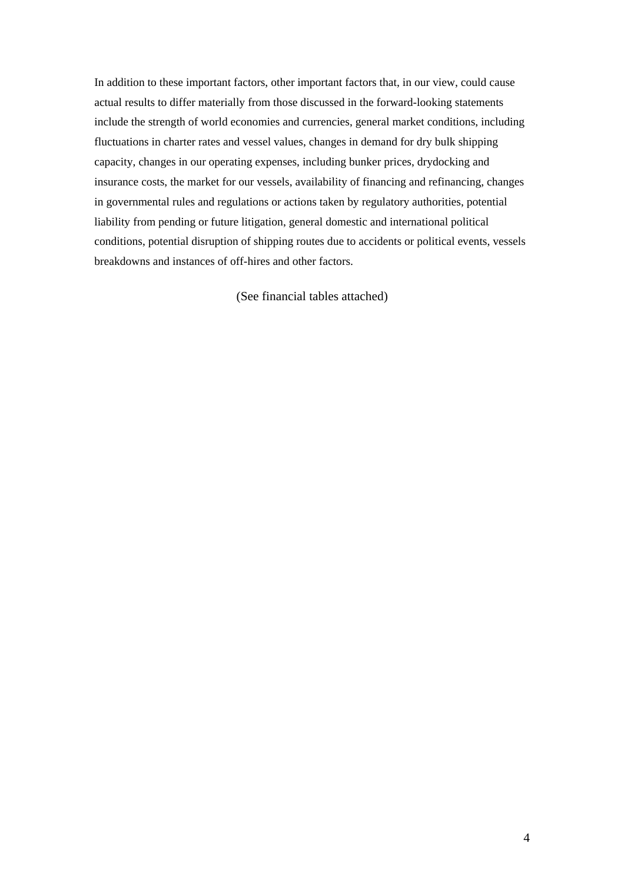In addition to these important factors, other important factors that, in our view, could cause actual results to differ materially from those discussed in the forward-looking statements include the strength of world economies and currencies, general market conditions, including fluctuations in charter rates and vessel values, changes in demand for dry bulk shipping capacity, changes in our operating expenses, including bunker prices, drydocking and insurance costs, the market for our vessels, availability of financing and refinancing, changes in governmental rules and regulations or actions taken by regulatory authorities, potential liability from pending or future litigation, general domestic and international political conditions, potential disruption of shipping routes due to accidents or political events, vessels breakdowns and instances of off-hires and other factors.

(See financial tables attached)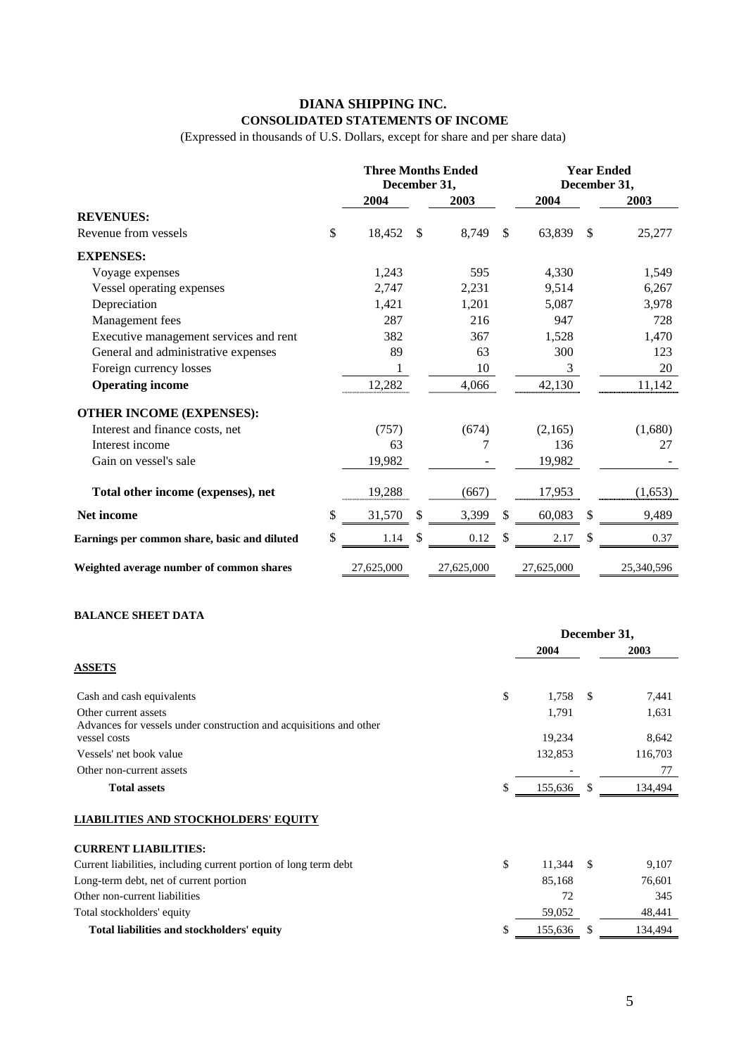# DIANA SHIPPING INC.

## CONSOLIDATED STATEMENTS OF INCOME

(Expressed in thousands of U.S. Dollars, except for share and per share data)

| | Three Months Ended December 31, | | Year Ended December 31, | |
|---|---|---|---|---|
| | 2004 | 2003 | 2004 | 2003 |
| **REVENUES:** | | | | |
| Revenue from vessels | $ 18,452 | $ 8,749 | $ 63,839 | $ 25,277 |
| **EXPENSES:** | | | | |
| Voyage expenses | 1,243 | 595 | 4,330 | 1,549 |
| Vessel operating expenses | 2,747 | 2,231 | 9,514 | 6,267 |
| Depreciation | 1,421 | 1,201 | 5,087 | 3,978 |
| Management fees | 287 | 216 | 947 | 728 |
| Executive management services and rent | 382 | 367 | 1,528 | 1,470 |
| General and administrative expenses | 89 | 63 | 300 | 123 |
| Foreign currency losses | 1 | 10 | 3 | 20 |
| **Operating income** | 12,282 | 4,066 | 42,130 | 11,142 |
| **OTHER INCOME (EXPENSES):** | | | | |
| Interest and finance costs, net | (757) | (674) | (2,165) | (1,680) |
| Interest income | 63 | 7 | 136 | 27 |
| Gain on vessel's sale | 19,982 | - | 19,982 | - |
| **Total other income (expenses), net** | 19,288 | (667) | 17,953 | (1,653) |
| **Net income** | $ 31,570 | $ 3,399 | $ 60,083 | $ 9,489 |
| **Earnings per common share, basic and diluted** | $ 1.14 | $ 0.12 | $ 2.17 | $ 0.37 |
| **Weighted average number of common shares** | 27,625,000 | 27,625,000 | 27,625,000 | 25,340,596 |

**BALANCE SHEET DATA**

| | December 31, | |
|---|---|---|
| | 2004 | 2003 |
| **ASSETS** | | |
| Cash and cash equivalents | $ 1,758 | $ 7,441 |
| Other current assets | 1,791 | 1,631 |
| Advances for vessels under construction and acquisitions and other vessel costs | 19,234 | 8,642 |
| Vessels' net book value | 132,853 | 116,703 |
| Other non-current assets | - | 77 |
| **Total assets** | $ 155,636 | $ 134,494 |
| **LIABILITIES AND STOCKHOLDERS' EQUITY** | | |
| **CURRENT LIABILITIES:** | | |
| Current liabilities, including current portion of long term debt | $ 11,344 | $ 9,107 |
| Long-term debt, net of current portion | 85,168 | 76,601 |
| Other non-current liabilities | 72 | 345 |
| Total stockholders' equity | 59,052 | 48,441 |
| **Total liabilities and stockholders' equity** | $ 155,636 | $ 134,494 |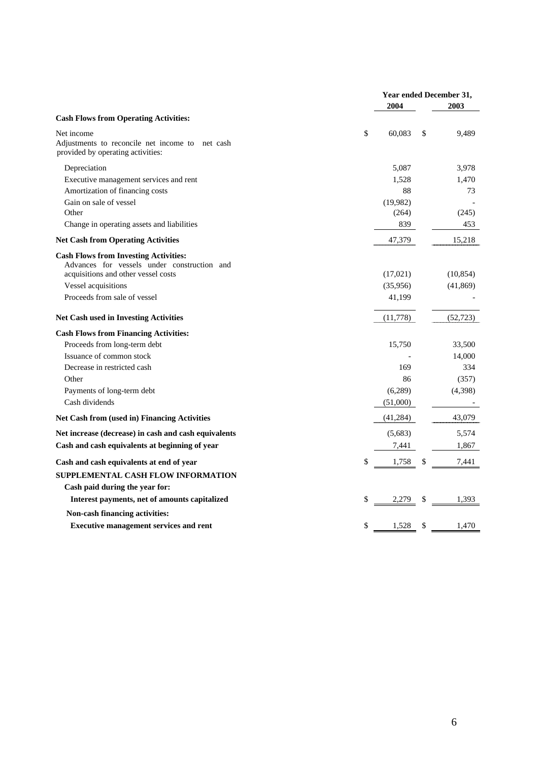| | Year ended December 31, | |
|---|---|---|
| | 2004 | 2003 |
| **Cash Flows from Operating Activities:** | | |
| Net income | $ 60,083 | $ 9,489 |
| Adjustments to reconcile net income to net cash provided by operating activities: | | |
| Depreciation | 5,087 | 3,978 |
| Executive management services and rent | 1,528 | 1,470 |
| Amortization of financing costs | 88 | 73 |
| Gain on sale of vessel | (19,982) | - |
| Other | (264) | (245) |
| Change in operating assets and liabilities | 839 | 453 |
| **Net Cash from Operating Activities** | 47,379 | 15,218 |
| **Cash Flows from Investing Activities:** | | |
| Advances for vessels under construction and acquisitions and other vessel costs | (17,021) | (10,854) |
| Vessel acquisitions | (35,956) | (41,869) |
| Proceeds from sale of vessel | 41,199 | - |
| **Net Cash used in Investing Activities** | (11,778) | (52,723) |
| **Cash Flows from Financing Activities:** | | |
| Proceeds from long-term debt | 15,750 | 33,500 |
| Issuance of common stock | - | 14,000 |
| Decrease in restricted cash | 169 | 334 |
| Other | 86 | (357) |
| Payments of long-term debt | (6,289) | (4,398) |
| Cash dividends | (51,000) | - |
| **Net Cash from (used in) Financing Activities** | (41,284) | 43,079 |
| **Net increase (decrease) in cash and cash equivalents** | (5,683) | 5,574 |
| **Cash and cash equivalents at beginning of year** | 7,441 | 1,867 |
| **Cash and cash equivalents at end of year** | $ 1,758 | $ 7,441 |
| **SUPPLEMENTAL CASH FLOW INFORMATION** | | |
| **Cash paid during the year for:** | | |
| **Interest payments, net of amounts capitalized** | $ 2,279 | $ 1,393 |
| **Non-cash financing activities:** | | |
| **Executive management services and rent** | $ 1,528 | $ 1,470 |